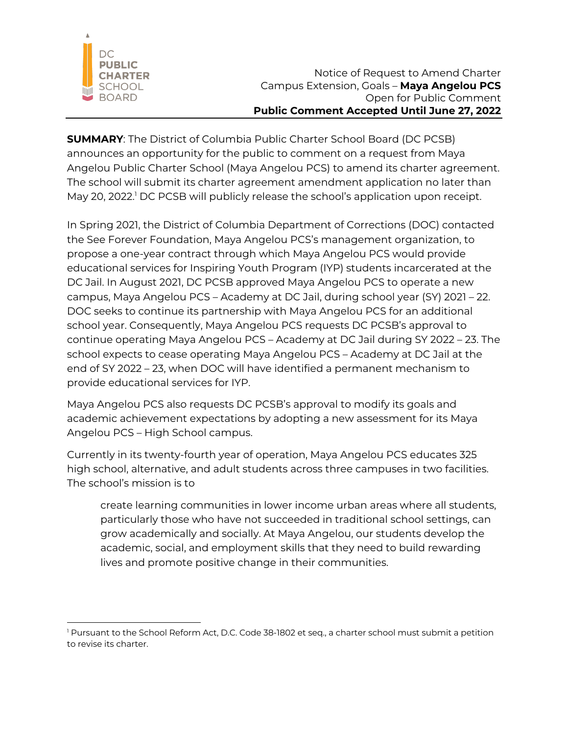DC PUBLIC CHARTER SCHOOL BOARD

Notice of Request to Amend Charter
Campus Extension, Goals – **Maya Angelou PCS**
Open for Public Comment
**Public Comment Accepted Until June 27, 2022**

**SUMMARY**: The District of Columbia Public Charter School Board (DC PCSB) announces an opportunity for the public to comment on a request from Maya Angelou Public Charter School (Maya Angelou PCS) to amend its charter agreement. The school will submit its charter agreement amendment application no later than May 20, 2022.[1] DC PCSB will publicly release the school's application upon receipt.

In Spring 2021, the District of Columbia Department of Corrections (DOC) contacted the See Forever Foundation, Maya Angelou PCS's management organization, to propose a one-year contract through which Maya Angelou PCS would provide educational services for Inspiring Youth Program (IYP) students incarcerated at the DC Jail. In August 2021, DC PCSB approved Maya Angelou PCS to operate a new campus, Maya Angelou PCS – Academy at DC Jail, during school year (SY) 2021 – 22. DOC seeks to continue its partnership with Maya Angelou PCS for an additional school year. Consequently, Maya Angelou PCS requests DC PCSB's approval to continue operating Maya Angelou PCS – Academy at DC Jail during SY 2022 – 23. The school expects to cease operating Maya Angelou PCS – Academy at DC Jail at the end of SY 2022 – 23, when DOC will have identified a permanent mechanism to provide educational services for IYP.

Maya Angelou PCS also requests DC PCSB's approval to modify its goals and academic achievement expectations by adopting a new assessment for its Maya Angelou PCS – High School campus.

Currently in its twenty-fourth year of operation, Maya Angelou PCS educates 325 high school, alternative, and adult students across three campuses in two facilities. The school's mission is to

> create learning communities in lower income urban areas where all students, particularly those who have not succeeded in traditional school settings, can grow academically and socially. At Maya Angelou, our students develop the academic, social, and employment skills that they need to build rewarding lives and promote positive change in their communities.

---

[1] Pursuant to the School Reform Act, D.C. Code 38-1802 et seq., a charter school must submit a petition to revise its charter.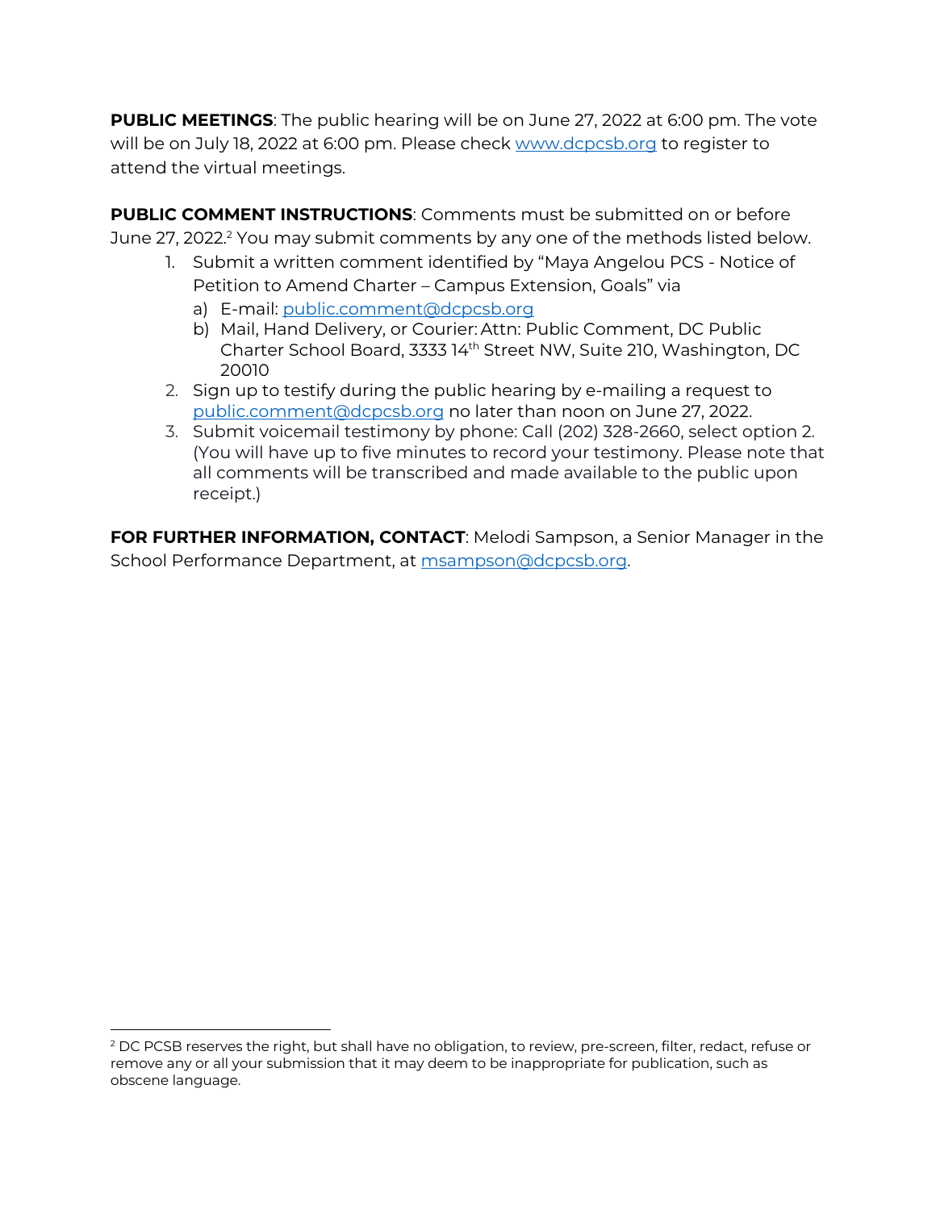**PUBLIC MEETINGS**: The public hearing will be on June 27, 2022 at 6:00 pm. The vote will be on July 18, 2022 at 6:00 pm. Please check www.dcpcsb.org to register to attend the virtual meetings.

**PUBLIC COMMENT INSTRUCTIONS**: Comments must be submitted on or before June 27, 2022.[2] You may submit comments by any one of the methods listed below.

1. Submit a written comment identified by "Maya Angelou PCS - Notice of Petition to Amend Charter – Campus Extension, Goals" via
   a) E-mail: public.comment@dcpcsb.org
   b) Mail, Hand Delivery, or Courier: Attn: Public Comment, DC Public Charter School Board, 3333 14th Street NW, Suite 210, Washington, DC 20010
2. Sign up to testify during the public hearing by e-mailing a request to public.comment@dcpcsb.org no later than noon on June 27, 2022.
3. Submit voicemail testimony by phone: Call (202) 328-2660, select option 2. (You will have up to five minutes to record your testimony. Please note that all comments will be transcribed and made available to the public upon receipt.)

**FOR FURTHER INFORMATION, CONTACT**: Melodi Sampson, a Senior Manager in the School Performance Department, at msampson@dcpcsb.org.

[2] DC PCSB reserves the right, but shall have no obligation, to review, pre-screen, filter, redact, refuse or remove any or all your submission that it may deem to be inappropriate for publication, such as obscene language.